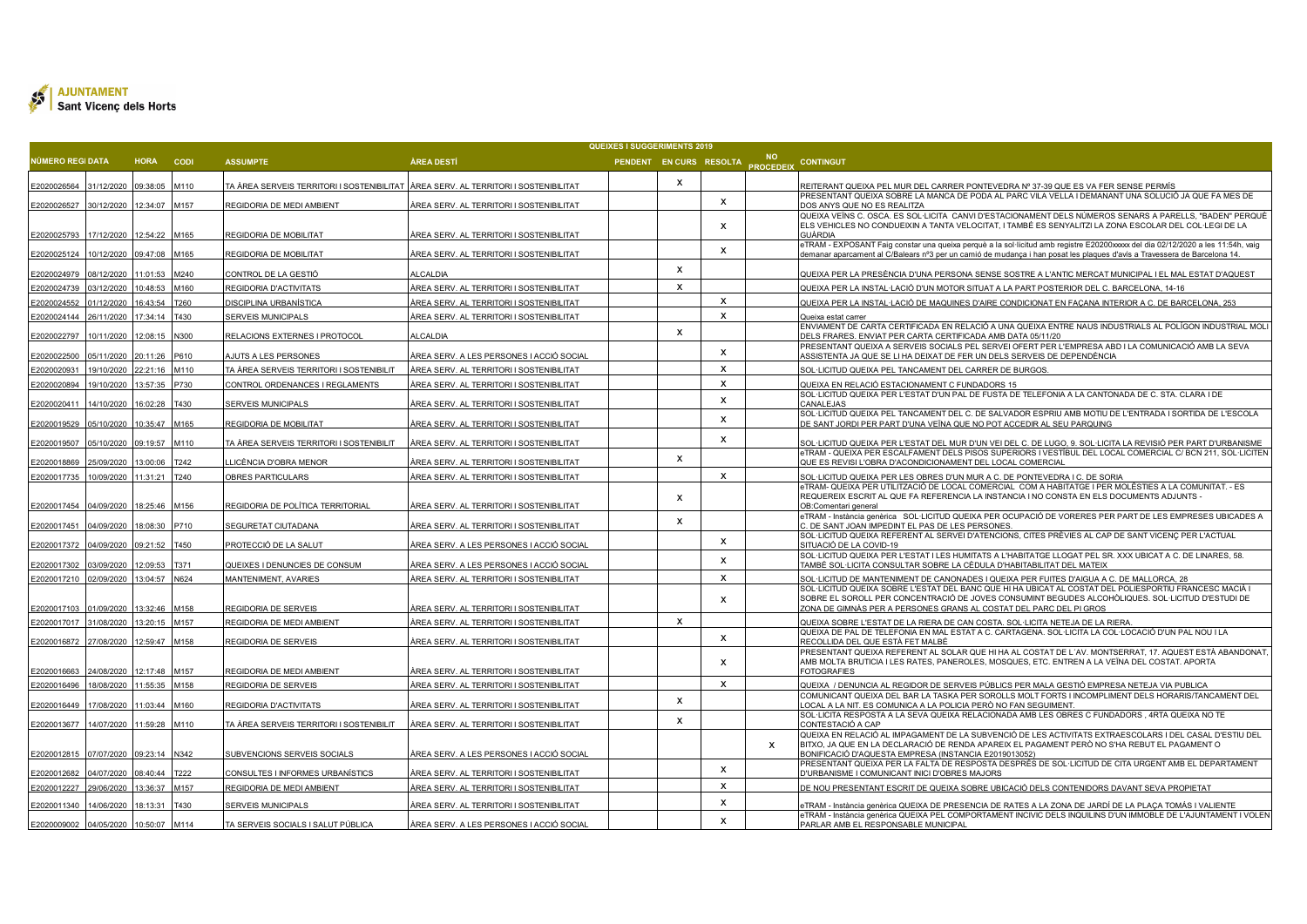**AJUNTAMENT Sant Vicenç dels Horts**

| QUEIXES I SUGGERIMENTS 2019 | | | | | | | | | | |
|---|---|---|---|---|---|---|---|---|---|---|
| NÚMERO REGI | DATA | HORA | CODI | ASSUMPTE | ÀREA DESTÍ | PENDENT | EN CURS | RESOLTA | NO PROCEDEIX | CONTINGUT |
| E2020026564 | 31/12/2020 | 09:38:05 | M110 | TA ÀREA SERVEIS TERRITORI I SOSTENIBILITAT | ÀREA SERV. AL TERRITORI I SOSTENIBILITAT | | X | | | REITERANT QUEIXA PEL MUR DEL CARRER PONTEVEDRA Nº 37-39 QUE ES VA FER SENSE PERMÍS |
| E2020026527 | 30/12/2020 | 12:34:07 | M157 | REGIDORIA DE MEDI AMBIENT | ÀREA SERV. AL TERRITORI I SOSTENIBILITAT | | | X | | PRESENTANT QUEIXA SOBRE LA MANCA DE PODA AL PARC VILA VELLA I DEMANANT UNA SOLUCIÓ JA QUE FA MES DE DOS ANYS QUE NO ES REALITZA |
| E2020025793 | 17/12/2020 | 12:54:22 | M165 | REGIDORIA DE MOBILITAT | ÀREA SERV. AL TERRITORI I SOSTENIBILITAT | | | X | | QUEIXA VEÏNS C. OSCA. ES SOL·LICITA CANVI D'ESTACIONAMENT DELS NÚMEROS SENARS A PARELLS, "BADEN" PERQUÈ ELS VEHICLES NO CONDUEIXIN A TANTA VELOCITAT, I TAMBÉ ES SENYALITZI LA ZONA ESCOLAR DEL COL·LEGI DE LA GUÀRDIA |
| E2020025124 | 10/12/2020 | 09:47:08 | M165 | REGIDORIA DE MOBILITAT | ÀREA SERV. AL TERRITORI I SOSTENIBILITAT | | | X | | eTRAM - EXPOSANT Faig constar una queixa perquè a la sol·licitud amb registre E20200xxxxx del dia 02/12/2020 a les 11:54h, vaig demanar aparcament al C/Balears nº3 per un camió de mudança i han posat les plaques d'avís a Travessera de Barcelona 14. |
| E2020024979 | 08/12/2020 | 11:01:53 | M240 | CONTROL DE LA GESTIÓ | ALCALDIA | | X | | | QUEIXA PER LA PRESÈNCIA D'UNA PERSONA SENSE SOSTRE A L'ANTIC MERCAT MUNICIPAL I EL MAL ESTAT D'AQUEST |
| E2020024739 | 03/12/2020 | 10:48:53 | M160 | REGIDORIA D'ACTIVITATS | ÀREA SERV. AL TERRITORI I SOSTENIBILITAT | | X | | | QUEIXA PER LA INSTAL·LACIÓ D'UN MOTOR SITUAT A LA PART POSTERIOR DEL C. BARCELONA, 14-16 |
| E2020024552 | 01/12/2020 | 16:43:54 | T260 | DISCIPLINA URBANÍSTICA | ÀREA SERV. AL TERRITORI I SOSTENIBILITAT | | | X | | QUEIXA PER LA INSTAL·LACIÓ DE MAQUINES D'AIRE CONDICIONAT EN FAÇANA INTERIOR A C. DE BARCELONA, 253 |
| E2020024144 | 26/11/2020 | 17:34:14 | T430 | SERVEIS MUNICIPALS | ÀREA SERV. AL TERRITORI I SOSTENIBILITAT | | | X | | Queixa estat carrer |
| E2020022797 | 10/11/2020 | 12:08:15 | N300 | RELACIONS EXTERNES I PROTOCOL | ALCALDIA | | X | | | ENVIAMENT DE CARTA CERTIFICADA EN RELACIÓ A UNA QUEIXA ENTRE NAUS INDUSTRIALS AL POLÍGON INDUSTRIAL MOLI DELS FRARES. ENVIAT PER CARTA CERTIFICADA AMB DATA 05/11/20 |
| E2020022500 | 05/11/2020 | 20:11:26 | P610 | AJUTS A LES PERSONES | ÀREA SERV. A LES PERSONES I ACCIÓ SOCIAL | | | X | | PRESENTANT QUEIXA A SERVEIS SOCIALS PEL SERVEI OFERT PER L'EMPRESA ABD I LA COMUNICACIÓ AMB LA SEVA ASSISTENTA JA QUE SE LI HA DEIXAT DE FER UN DELS SERVEIS DE DEPENDÈNCIA |
| E2020020931 | 19/10/2020 | 22:21:16 | M110 | TA ÀREA SERVEIS TERRITORI I SOSTENIBILIT | ÀREA SERV. AL TERRITORI I SOSTENIBILITAT | | | X | | SOL·LICITUD QUEIXA PEL TANCAMENT DEL CARRER DE BURGOS. |
| E2020020894 | 19/10/2020 | 13:57:35 | P730 | CONTROL ORDENANCES I REGLAMENTS | ÀREA SERV. AL TERRITORI I SOSTENIBILITAT | | | X | | QUEIXA EN RELACIÓ ESTACIONAMENT C FUNDADORS 15 |
| E2020020411 | 14/10/2020 | 16:02:28 | T430 | SERVEIS MUNICIPALS | ÀREA SERV. AL TERRITORI I SOSTENIBILITAT | | | X | | SOL·LICITUD QUEIXA PER L'ESTAT D'UN PAL DE FUSTA DE TELEFONIA A LA CANTONADA DE C. STA. CLARA I DE CANALEJAS |
| E2020019529 | 05/10/2020 | 10:35:47 | M165 | REGIDORIA DE MOBILITAT | ÀREA SERV. AL TERRITORI I SOSTENIBILITAT | | | X | | SOL·LICITUD QUEIXA PEL TANCAMENT DEL C. DE SALVADOR ESPRIU AMB MOTIU DE L'ENTRADA I SORTIDA DE L'ESCOLA DE SANT JORDI PER PART D'UNA VEÏNA QUE NO POT ACCEDIR AL SEU PARQUING |
| E2020019507 | 05/10/2020 | 09:19:57 | M110 | TA ÀREA SERVEIS TERRITORI I SOSTENIBILIT | ÀREA SERV. AL TERRITORI I SOSTENIBILITAT | | | X | | SOL·LICITUD QUEIXA PER L'ESTAT DEL MUR D'UN VEI DEL C. DE LUGO, 9. SOL·LICITA LA REVISIÓ PER PART D'URBANISME |
| E2020018869 | 25/09/2020 | 13:00:06 | T242 | LLICÈNCIA D'OBRA MENOR | ÀREA SERV. AL TERRITORI I SOSTENIBILITAT | | X | | | eTRAM - QUEIXA PER ESCALFAMENT DELS PISOS SUPERIORS I VESTÍBUL DEL LOCAL COMERCIAL C/ BCN 211, SOL·LICITEN QUE ES REVISI L'OBRA D'ACONDICIONAMENT DEL LOCAL COMERCIAL |
| E2020017735 | 10/09/2020 | 11:31:21 | T240 | OBRES PARTICULARS | ÀREA SERV. AL TERRITORI I SOSTENIBILITAT | | | X | | SOL·LICITUD QUEIXA PER LES OBRES D'UN MUR A C. DE PONTEVEDRA I C. DE SORIA |
| E2020017454 | 04/09/2020 | 18:25:46 | M156 | REGIDORIA DE POLÍTICA TERRITORIAL | ÀREA SERV. AL TERRITORI I SOSTENIBILITAT | | X | | | eTRAM- QUEIXA PER UTILITZACIÓ DE LOCAL COMERCIAL COM A HABITATGE I PER MOLÈSTIES A LA COMUNITAT. - ES REQUEREIX ESCRIT AL QUE FA REFERENCIA LA INSTANCIA I NO CONSTA EN ELS DOCUMENTS ADJUNTS - OB:Comentari general |
| E2020017451 | 04/09/2020 | 18:08:30 | P710 | SEGURETAT CIUTADANA | ÀREA SERV. AL TERRITORI I SOSTENIBILITAT | | X | | | eTRAM - Instància genèrica SOL·LICITUD QUEIXA PER OCUPACIÓ DE VORERES PER PART DE LES EMPRESES UBICADES A C. DE SANT JOAN IMPEDINT EL PAS DE LES PERSONES. |
| E2020017372 | 04/09/2020 | 09:21:52 | T450 | PROTECCIÓ DE LA SALUT | ÀREA SERV. A LES PERSONES I ACCIÓ SOCIAL | | | X | | SOL·LICITUD QUEIXA REFERENT AL SERVEI D'ATENCIONS, CITES PRÈVIES AL CAP DE SANT VICENÇ PER L'ACTUAL SITUACIÓ DE LA COVID-19 |
| E2020017302 | 03/09/2020 | 12:09:53 | T371 | QUEIXES I DENUNCIES DE CONSUM | ÀREA SERV. A LES PERSONES I ACCIÓ SOCIAL | | | X | | SOL·LICITUD QUEIXA PER L'ESTAT I LES HUMITATS A L'HABITATGE LLOGAT PEL SR. XXX UBICAT A C. DE LINARES, 58. TAMBÉ SOL·LICITA CONSULTAR SOBRE LA CÈDULA D'HABITABILITAT DEL MATEIX |
| E2020017210 | 02/09/2020 | 13:04:57 | N624 | MANTENIMENT, AVARIES | ÀREA SERV. AL TERRITORI I SOSTENIBILITAT | | | X | | SOL·LICITUD DE MANTENIMENT DE CANONADES I QUEIXA PER FUITES D'AIGUA A C. DE MALLORCA, 28 |
| E2020017103 | 01/09/2020 | 13:32:46 | M158 | REGIDORIA DE SERVEIS | ÀREA SERV. AL TERRITORI I SOSTENIBILITAT | | | X | | SOL·LICITUD QUEIXA SOBRE L'ESTAT DEL BANC QUE HI HA UBICAT AL COSTAT DEL POLIESPORTIU FRANCESC MACIÀ I SOBRE EL SOROLL PER CONCENTRACIÓ DE JOVES CONSUMINT BEGUDES ALCOHÒLIQUES. SOL·LICITUD D'ESTUDI DE ZONA DE GIMNÀS PER A PERSONES GRANS AL COSTAT DEL PARC DEL PI GROS |
| E2020017017 | 31/08/2020 | 13:20:15 | M157 | REGIDORIA DE MEDI AMBIENT | ÀREA SERV. AL TERRITORI I SOSTENIBILITAT | | X | | | QUEIXA SOBRE L'ESTAT DE LA RIERA DE CAN COSTA. SOL·LICITA NETEJA DE LA RIERA. |
| E2020016872 | 27/08/2020 | 12:59:47 | M158 | REGIDORIA DE SERVEIS | ÀREA SERV. AL TERRITORI I SOSTENIBILITAT | | | X | | QUEIXA DE PAL DE TELEFONIA EN MAL ESTAT A C. CARTAGENA. SOL·LICITA LA COL·LOCACIÓ D'UN PAL NOU I LA RECOLLIDA DEL QUE ESTÀ FET MALBÉ |
| E2020016663 | 24/08/2020 | 12:17:48 | M157 | REGIDORIA DE MEDI AMBIENT | ÀREA SERV. AL TERRITORI I SOSTENIBILITAT | | | X | | PRESENTANT QUEIXA REFERENT AL SOLAR QUE HI HA AL COSTAT DE L'AV. MONTSERRAT, 17. AQUEST ESTÀ ABANDONAT, AMB MOLTA BRUTICIA I LES RATES, PANEROLES, MOSQUES, ETC. ENTREN A LA VEÏNA DEL COSTAT. APORTA FOTOGRAFIES |
| E2020016496 | 18/08/2020 | 11:55:35 | M158 | REGIDORIA DE SERVEIS | ÀREA SERV. AL TERRITORI I SOSTENIBILITAT | | | X | | QUEIXA / DENUNCIA AL REGIDOR DE SERVEIS PÚBLICS PER MALA GESTIÓ EMPRESA NETEJA VIA PUBLICA |
| E2020016449 | 17/08/2020 | 11:03:44 | M160 | REGIDORIA D'ACTIVITATS | ÀREA SERV. AL TERRITORI I SOSTENIBILITAT | | X | | | COMUNICANT QUEIXA DEL BAR LA TASKA PER SOROLLS MOLT FORTS I INCOMPLIMENT DELS HORARIS/TANCAMENT DEL LOCAL A LA NIT. ES COMUNICA A LA POLICIA PERÒ NO FAN SEGUIMENT. |
| E2020013677 | 14/07/2020 | 11:59:28 | M110 | TA ÀREA SERVEIS TERRITORI I SOSTENIBILIT | ÀREA SERV. AL TERRITORI I SOSTENIBILITAT | | X | | | SOL·LICITA RESPOSTA A LA SEVA QUEIXA RELACIONADA AMB LES OBRES C FUNDADORS , 4RTA QUEIXA NO TE CONTESTACIÓ A CAP |
| E2020012815 | 07/07/2020 | 09:23:14 | N342 | SUBVENCIONS SERVEIS SOCIALS | ÀREA SERV. A LES PERSONES I ACCIÓ SOCIAL | | | | X | QUEIXA EN RELACIÓ AL IMPAGAMENT DE LA SUBVENCIÓ DE LES ACTIVITATS EXTRAESCOLARS I DEL CASAL D'ESTIU DEL BITXO, JA QUE EN LA DECLARACIÓ DE RENDA APAREIX EL PAGAMENT PERÒ NO S'HA REBUT EL PAGAMENT O BONIFICACIÓ D'AQUESTA EMPRESA (INSTANCIA E2019013052) |
| E2020012682 | 04/07/2020 | 08:40:44 | T222 | CONSULTES I INFORMES URBANÍSTICS | ÀREA SERV. AL TERRITORI I SOSTENIBILITAT | | | X | | PRESENTANT QUEIXA PER LA FALTA DE RESPOSTA DESPRÉS DE SOL·LICITUD DE CITA URGENT AMB EL DEPARTAMENT D'URBANISME I COMUNICANT INICI D'OBRES MAJORS |
| E2020012227 | 29/06/2020 | 13:36:37 | M157 | REGIDORIA DE MEDI AMBIENT | ÀREA SERV. AL TERRITORI I SOSTENIBILITAT | | | X | | DE NOU PRESENTANT ESCRIT DE QUEIXA SOBRE UBICACIÓ DELS CONTENIDORS DAVANT SEVA PROPIETAT |
| E2020011340 | 14/06/2020 | 18:13:31 | T430 | SERVEIS MUNICIPALS | ÀREA SERV. AL TERRITORI I SOSTENIBILITAT | | | X | | eTRAM - Instància genèrica QUEIXA DE PRESENCIA DE RATES A LA ZONA DE JARDÍ DE LA PLAÇA TOMÀS I VALIENTE |
| E2020009002 | 04/05/2020 | 10:50:07 | M114 | TA SERVEIS SOCIALS I SALUT PÚBLICA | ÀREA SERV. A LES PERSONES I ACCIÓ SOCIAL | | | X | | eTRAM - Instància genèrica QUEIXA PEL COMPORTAMENT INCIVIC DELS INQUILINS D'UN IMMOBLE DE L'AJUNTAMENT I VOLEN PARLAR AMB EL RESPONSABLE MUNICIPAL |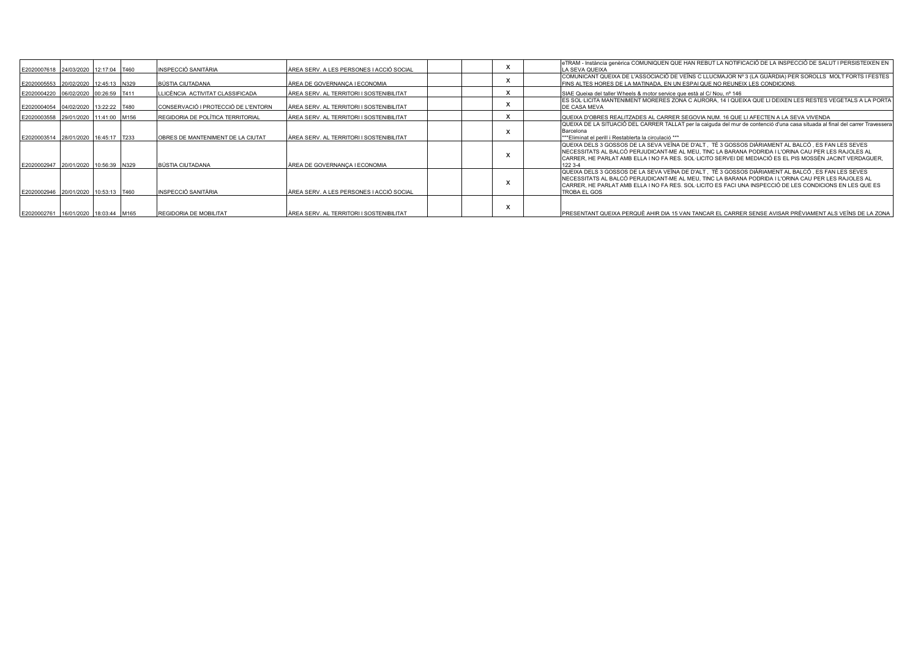| | | | | | | | | | | |
|---|---|---|---|---|---|---|---|---|---|---|
| E2020007618 | 24/03/2020 | 12:17:04 | T460 | INSPECCIÓ SANITÀRIA | ÀREA SERV. A LES PERSONES I ACCIÓ SOCIAL | | | X | | eTRAM - Instància genèrica COMUNIQUEN QUE HAN REBUT LA NOTIFICACIÓ DE LA INSPECCIÓ DE SALUT I PERSISTEIXEN EN LA SEVA QUEIXA |
| E2020005553 | 20/02/2020 | 12:45:13 | N329 | BÚSTIA CIUTADANA | ÀREA DE GOVERNANÇA I ECONOMIA | | | X | | COMUNICANT QUEIXA DE L'ASSOCIACIÓ DE VEÏNS C LLUCMAJOR Nº 3 (LA GUÀRDIA) PER SOROLLS MOLT FORTS I FESTES FINS ALTES HORES DE LA MATINADA, EN UN ESPAI QUE NO REUNEIX LES CONDICIONS. |
| E2020004220 | 06/02/2020 | 00:26:59 | T411 | LLICÈNCIA ACTIVITAT CLASSIFICADA | ÀREA SERV. AL TERRITORI I SOSTENIBILITAT | | | X | | SIAE Queixa del taller Wheels & motor service que està al C/ Nou, nº 146 |
| E2020004054 | 04/02/2020 | 13:22:22 | T480 | CONSERVACIÓ I PROTECCIÓ DE L'ENTORN | ÀREA SERV. AL TERRITORI I SOSTENIBILITAT | | | X | | ES SOL·LICITA MANTENIMENT MORERES ZONA C AURORA, 14 I QUEIXA QUE LI DEIXEN LES RESTES VEGETALS A LA PORTA DE CASA MEVA |
| E2020003558 | 29/01/2020 | 11:41:00 | M156 | REGIDORIA DE POLÍTICA TERRITORIAL | ÀREA SERV. AL TERRITORI I SOSTENIBILITAT | | | X | | QUEIXA D'OBRES REALITZADES AL CARRER SEGOVIA NUM. 16 QUE LI AFECTEN A LA SEVA VIVENDA |
| E2020003514 | 28/01/2020 | 16:45:17 | T233 | OBRES DE MANTENIMENT DE LA CIUTAT | ÀREA SERV. AL TERRITORI I SOSTENIBILITAT | | | X | | QUEIXA DE LA SITUACIÓ DEL CARRER TALLAT per la caiguda del mur de contenció d'una casa situada al final del carrer Travessera Barcelona ***Eliminat el perill i Restablerta la circulació *** |
| E2020002947 | 20/01/2020 | 10:56:39 | N329 | BÚSTIA CIUTADANA | ÀREA DE GOVERNANÇA I ECONOMIA | | | X | | QUEIXA DELS 3 GOSSOS DE LA SEVA VEÏNA DE D'ALT , TÉ 3 GOSSOS DIÀRIAMENT AL BALCÓ , ES FAN LES SEVES NECESSITATS AL BALCÓ PERJUDICANT-ME AL MEU, TINC LA BARANA PODRIDA I L'ORINA CAU PER LES RAJOLES AL CARRER, HE PARLAT AMB ELLA I NO FA RES. SOL·LICITO SERVEI DE MEDIACIÓ ES EL PIS MOSSÈN JACINT VERDAGUER, 122 3-4 |
| E2020002946 | 20/01/2020 | 10:53:13 | T460 | INSPECCIÓ SANITÀRIA | ÀREA SERV. A LES PERSONES I ACCIÓ SOCIAL | | | X | | QUEIXA DELS 3 GOSSOS DE LA SEVA VEÏNA DE D'ALT , TÉ 3 GOSSOS DIÀRIAMENT AL BALCÓ , ES FAN LES SEVES NECESSITATS AL BALCÓ PERJUDICANT-ME AL MEU, TINC LA BARANA PODRIDA I L'ORINA CAU PER LES RAJOLES AL CARRER, HE PARLAT AMB ELLA I NO FA RES. SOL·LICITO ES FACI UNA INSPECCIÓ DE LES CONDICIONS EN LES QUE ES TROBA EL GOS |
| E2020002761 | 16/01/2020 | 18:03:44 | M165 | REGIDORIA DE MOBILITAT | ÀREA SERV. AL TERRITORI I SOSTENIBILITAT | | | X | | PRESENTANT QUEIXA PERQUÈ AHIR DIA 15 VAN TANCAR EL CARRER SENSE AVISAR PRÈVIAMENT ALS VEÏNS DE LA ZONA |